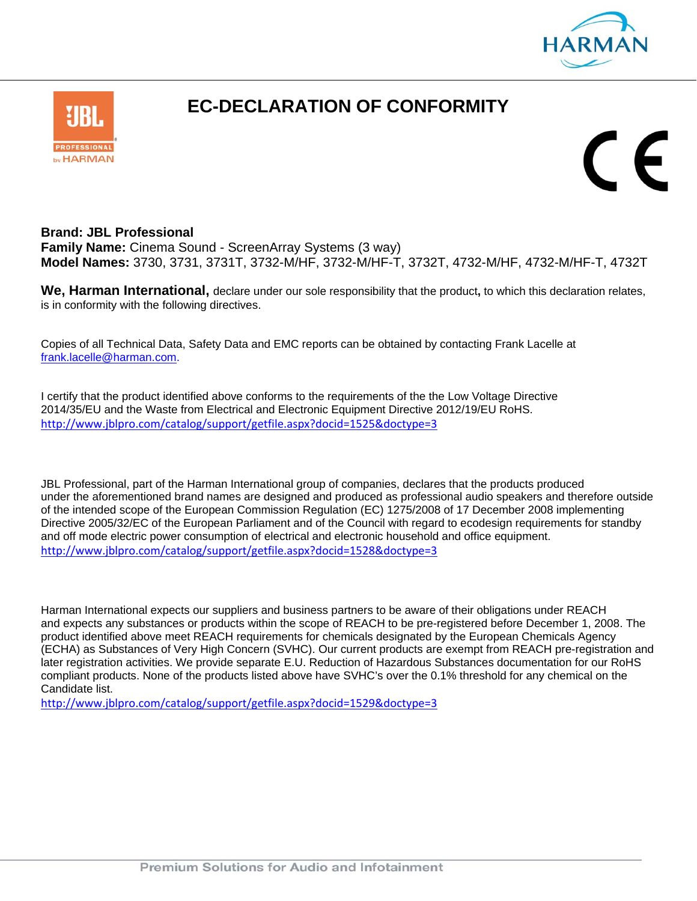# EC-DECLARATION OF CONFORMITY

**Brand: JBL Professional**
**Family Name:** Cinema Sound - ScreenArray Systems (3 way)
**Model Names:** 3730, 3731, 3731T, 3732-M/HF, 3732-M/HF-T, 3732T, 4732-M/HF, 4732-M/HF-T, 4732T

**We, Harman International,** declare under our sole responsibility that the product**,** to which this declaration relates, is in conformity with the following directives.

Copies of all Technical Data, Safety Data and EMC reports can be obtained by contacting Frank Lacelle at frank.lacelle@harman.com.

I certify that the product identified above conforms to the requirements of the the Low Voltage Directive 2014/35/EU and the Waste from Electrical and Electronic Equipment Directive 2012/19/EU RoHS.
http://www.jblpro.com/catalog/support/getfile.aspx?docid=1525&doctype=3

JBL Professional, part of the Harman International group of companies, declares that the products produced under the aforementioned brand names are designed and produced as professional audio speakers and therefore outside of the intended scope of the European Commission Regulation (EC) 1275/2008 of 17 December 2008 implementing Directive 2005/32/EC of the European Parliament and of the Council with regard to ecodesign requirements for standby and off mode electric power consumption of electrical and electronic household and office equipment.
http://www.jblpro.com/catalog/support/getfile.aspx?docid=1528&doctype=3

Harman International expects our suppliers and business partners to be aware of their obligations under REACH and expects any substances or products within the scope of REACH to be pre-registered before December 1, 2008. The product identified above meet REACH requirements for chemicals designated by the European Chemicals Agency (ECHA) as Substances of Very High Concern (SVHC). Our current products are exempt from REACH pre-registration and later registration activities. We provide separate E.U. Reduction of Hazardous Substances documentation for our RoHS compliant products. None of the products listed above have SVHC's over the 0.1% threshold for any chemical on the Candidate list.
http://www.jblpro.com/catalog/support/getfile.aspx?docid=1529&doctype=3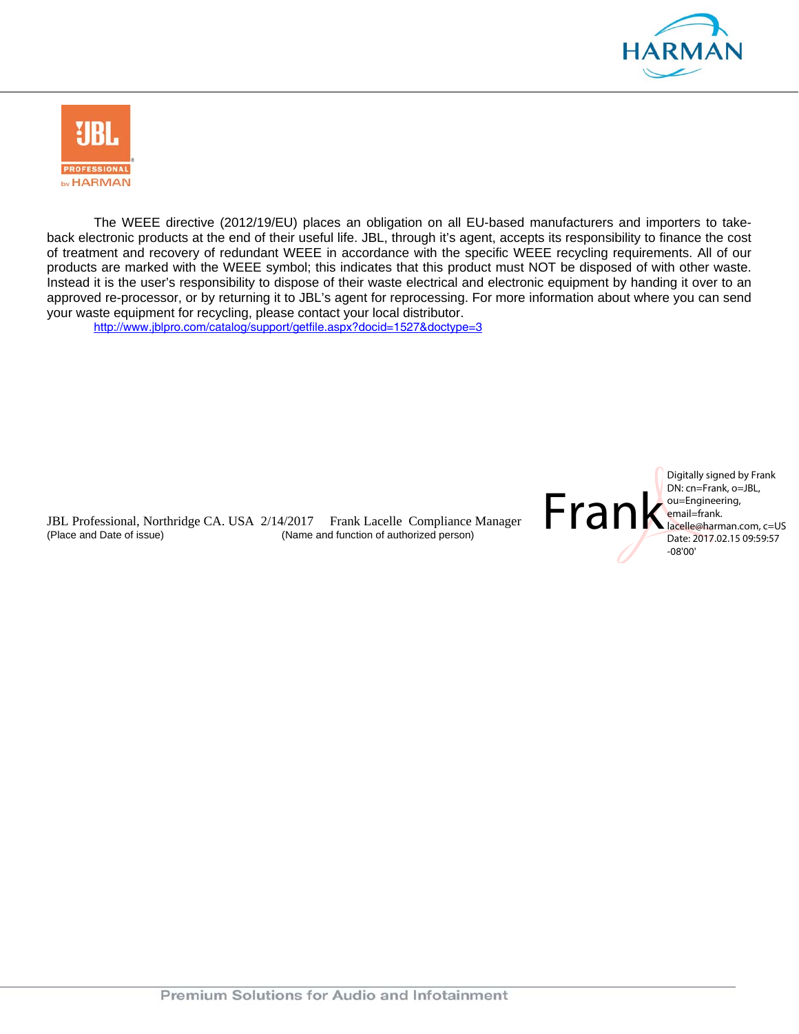The WEEE directive (2012/19/EU) places an obligation on all EU-based manufacturers and importers to take-back electronic products at the end of their useful life. JBL, through it's agent, accepts its responsibility to finance the cost of treatment and recovery of redundant WEEE in accordance with the specific WEEE recycling requirements. All of our products are marked with the WEEE symbol; this indicates that this product must NOT be disposed of with other waste. Instead it is the user's responsibility to dispose of their waste electrical and electronic equipment by handing it over to an approved re-processor, or by returning it to JBL's agent for reprocessing. For more information about where you can send your waste equipment for recycling, please contact your local distributor.

http://www.jblpro.com/catalog/support/getfile.aspx?docid=1527&doctype=3

JBL Professional, Northridge CA. USA 2/14/2017 — Frank Lacelle Compliance Manager

(Place and Date of issue) — (Name and function of authorized person)

Frank

Digitally signed by Frank
DN: cn=Frank, o=JBL, ou=Engineering, email=frank.lacelle@harman.com, c=US
Date: 2017.02.15 09:59:57 -08'00'

Premium Solutions for Audio and Infotainment